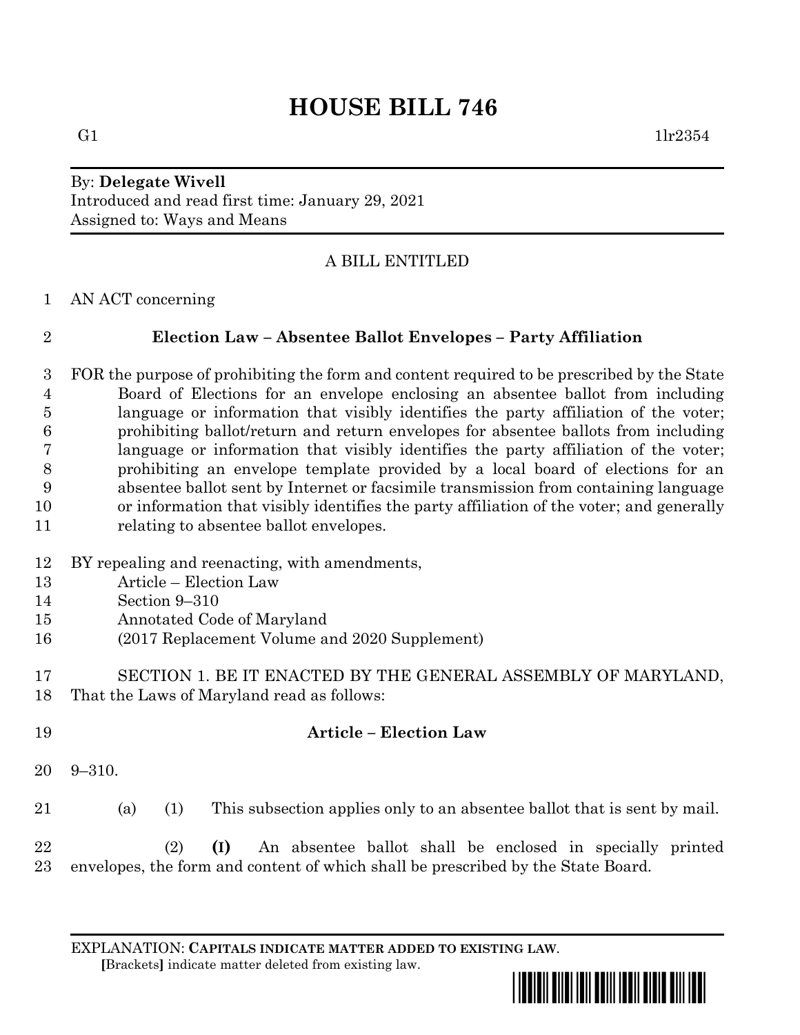# HOUSE BILL 746

G1 1lr2354

By: **Delegate Wivell**
Introduced and read first time: January 29, 2021
Assigned to: Ways and Means

A BILL ENTITLED

AN ACT concerning

**Election Law – Absentee Ballot Envelopes – Party Affiliation**

FOR the purpose of prohibiting the form and content required to be prescribed by the State Board of Elections for an envelope enclosing an absentee ballot from including language or information that visibly identifies the party affiliation of the voter; prohibiting ballot/return and return envelopes for absentee ballots from including language or information that visibly identifies the party affiliation of the voter; prohibiting an envelope template provided by a local board of elections for an absentee ballot sent by Internet or facsimile transmission from containing language or information that visibly identifies the party affiliation of the voter; and generally relating to absentee ballot envelopes.

BY repealing and reenacting, with amendments,
Article – Election Law
Section 9–310
Annotated Code of Maryland
(2017 Replacement Volume and 2020 Supplement)

SECTION 1. BE IT ENACTED BY THE GENERAL ASSEMBLY OF MARYLAND, That the Laws of Maryland read as follows:

**Article – Election Law**

9–310.

(a) (1) This subsection applies only to an absentee ballot that is sent by mail.

(2) **(I)** An absentee ballot shall be enclosed in specially printed envelopes, the form and content of which shall be prescribed by the State Board.

EXPLANATION: **CAPITALS INDICATE MATTER ADDED TO EXISTING LAW.**
[Brackets] indicate matter deleted from existing law.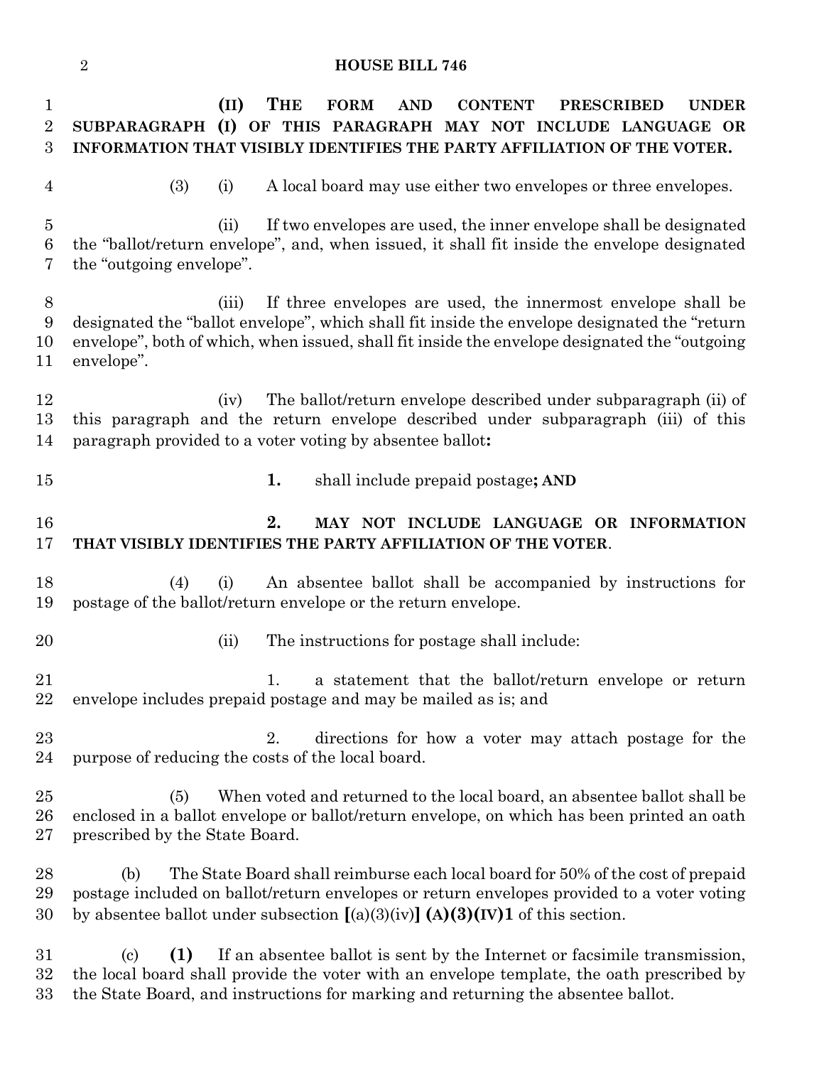**(II) THE FORM AND CONTENT PRESCRIBED UNDER SUBPARAGRAPH (I) OF THIS PARAGRAPH MAY NOT INCLUDE LANGUAGE OR INFORMATION THAT VISIBLY IDENTIFIES THE PARTY AFFILIATION OF THE VOTER.**

(3) (i) A local board may use either two envelopes or three envelopes.

(ii) If two envelopes are used, the inner envelope shall be designated the "ballot/return envelope", and, when issued, it shall fit inside the envelope designated the "outgoing envelope".

(iii) If three envelopes are used, the innermost envelope shall be designated the "ballot envelope", which shall fit inside the envelope designated the "return envelope", both of which, when issued, shall fit inside the envelope designated the "outgoing envelope".

(iv) The ballot/return envelope described under subparagraph (ii) of this paragraph and the return envelope described under subparagraph (iii) of this paragraph provided to a voter voting by absentee ballot**:**

**1.** shall include prepaid postage**; AND**

**2. MAY NOT INCLUDE LANGUAGE OR INFORMATION THAT VISIBLY IDENTIFIES THE PARTY AFFILIATION OF THE VOTER**.

(4) (i) An absentee ballot shall be accompanied by instructions for postage of the ballot/return envelope or the return envelope.

(ii) The instructions for postage shall include:

1. a statement that the ballot/return envelope or return envelope includes prepaid postage and may be mailed as is; and

2. directions for how a voter may attach postage for the purpose of reducing the costs of the local board.

(5) When voted and returned to the local board, an absentee ballot shall be enclosed in a ballot envelope or ballot/return envelope, on which has been printed an oath prescribed by the State Board.

(b) The State Board shall reimburse each local board for 50% of the cost of prepaid postage included on ballot/return envelopes or return envelopes provided to a voter voting by absentee ballot under subsection **[**(a)(3)(iv)**] (A)(3)(IV)1** of this section.

(c) **(1)** If an absentee ballot is sent by the Internet or facsimile transmission, the local board shall provide the voter with an envelope template, the oath prescribed by the State Board, and instructions for marking and returning the absentee ballot.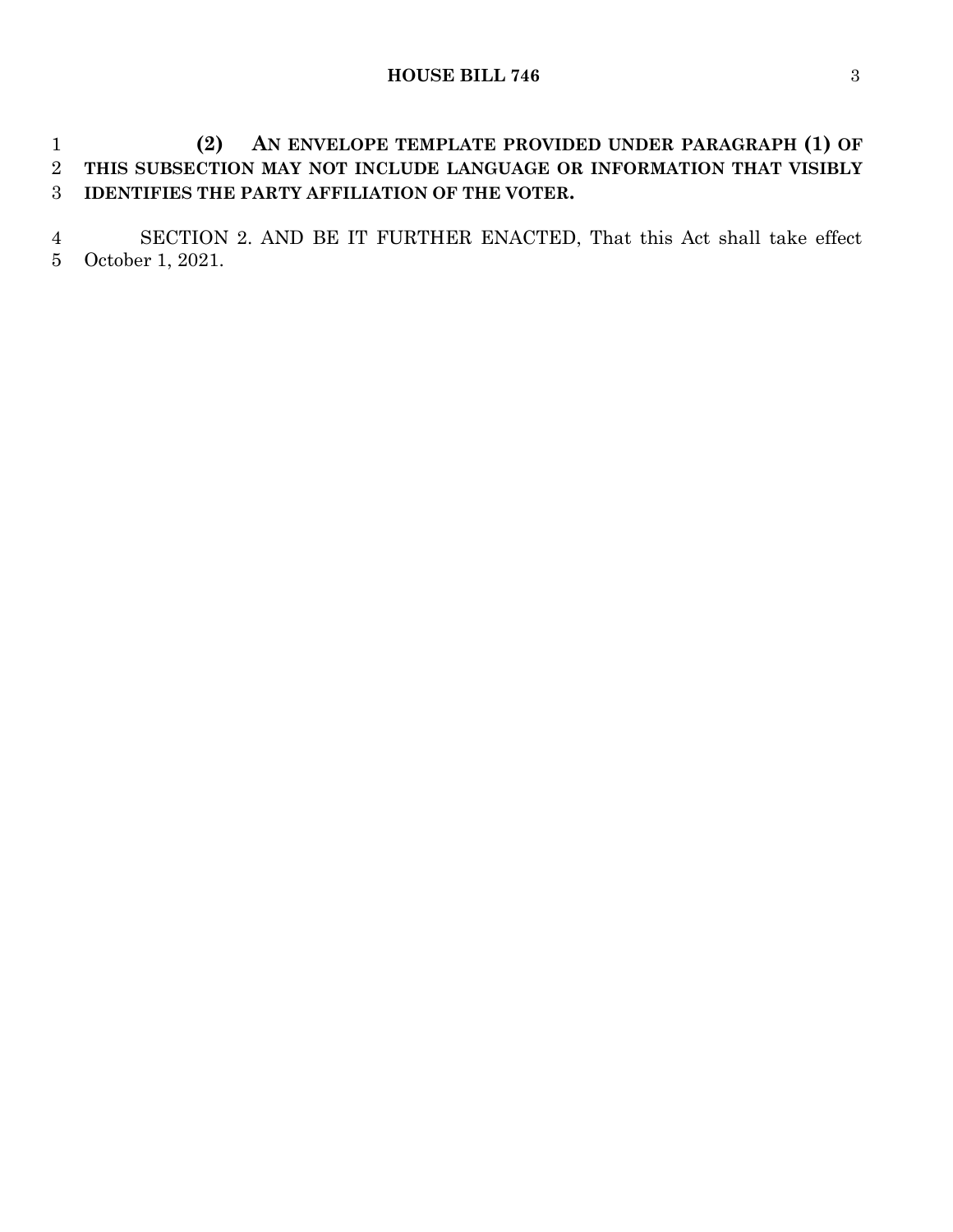**(2) AN ENVELOPE TEMPLATE PROVIDED UNDER PARAGRAPH (1) OF THIS SUBSECTION MAY NOT INCLUDE LANGUAGE OR INFORMATION THAT VISIBLY IDENTIFIES THE PARTY AFFILIATION OF THE VOTER.**

SECTION 2. AND BE IT FURTHER ENACTED, That this Act shall take effect October 1, 2021.